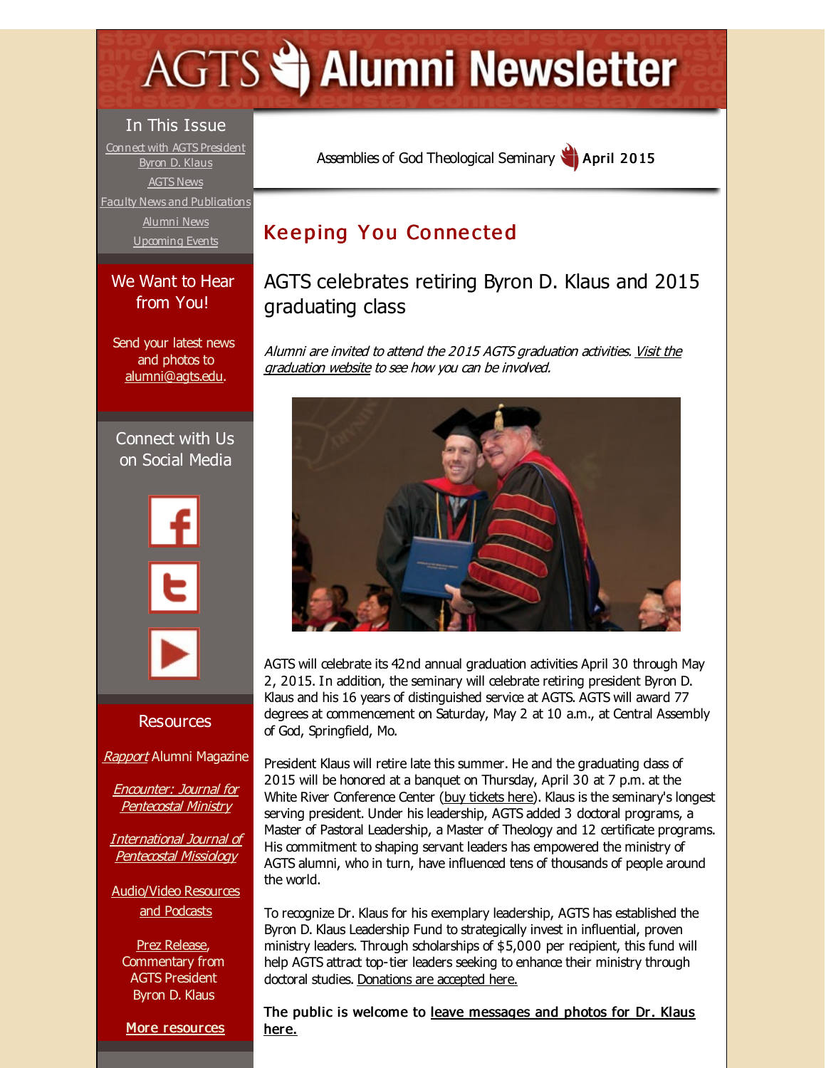# AGTS Alumni Newsletter

## In This Issue

Connect with AGTS President Byron D. Klaus

AGTS News

Faculty News and Publications

Alumni News

Upcoming Events

## We Want to Hear from You!

Send your latest news and photos to alumni@agts.edu.

## Connect with Us on Social Media

## Resources

*Rapport* Alumni Magazine

*Encounter: Journal for Pentecostal Ministry*

*International Journal of Pentecostal Missiology*

Audio/Video Resources and Podcasts

Prez Release, Commentary from AGTS President Byron D. Klaus

**More resources**

Assemblies of God Theological Seminary **April 2015**

## Keeping You Connected

## AGTS celebrates retiring Byron D. Klaus and 2015 graduating class

*Alumni are invited to attend the 2015 AGTS graduation activities. Visit the graduation website to see how you can be involved.*

AGTS will celebrate its 42nd annual graduation activities April 30 through May 2, 2015. In addition, the seminary will celebrate retiring president Byron D. Klaus and his 16 years of distinguished service at AGTS. AGTS will award 77 degrees at commencement on Saturday, May 2 at 10 a.m., at Central Assembly of God, Springfield, Mo.

President Klaus will retire late this summer. He and the graduating class of 2015 will be honored at a banquet on Thursday, April 30 at 7 p.m. at the White River Conference Center (buy tickets here). Klaus is the seminary's longest serving president. Under his leadership, AGTS added 3 doctoral programs, a Master of Pastoral Leadership, a Master of Theology and 12 certificate programs. His commitment to shaping servant leaders has empowered the ministry of AGTS alumni, who in turn, have influenced tens of thousands of people around the world.

To recognize Dr. Klaus for his exemplary leadership, AGTS has established the Byron D. Klaus Leadership Fund to strategically invest in influential, proven ministry leaders. Through scholarships of $5,000 per recipient, this fund will help AGTS attract top-tier leaders seeking to enhance their ministry through doctoral studies. Donations are accepted here.

**The public is welcome to leave messages and photos for Dr. Klaus here.**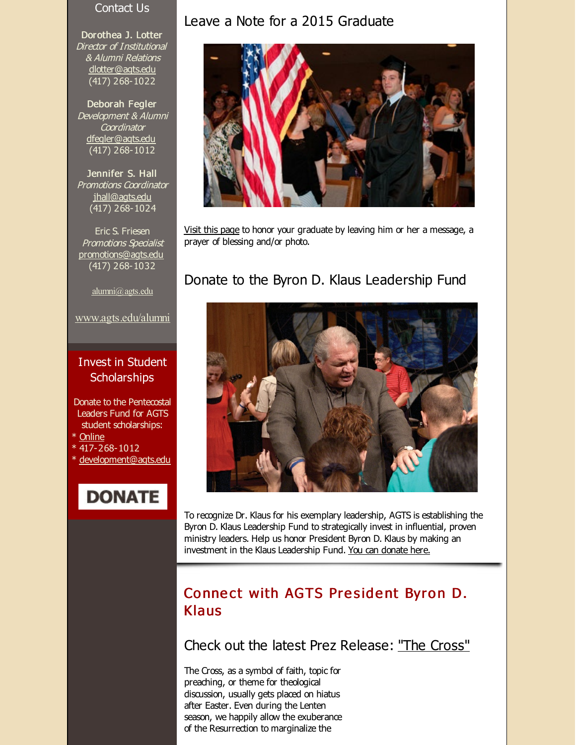## Contact Us

**Dorothea J. Lotter**
*Director of Institutional & Alumni Relations*
dlotter@agts.edu
(417) 268-1022

**Deborah Fegler**
*Development & Alumni Coordinator*
dfegler@agts.edu
(417) 268-1012

**Jennifer S. Hall**
*Promotions Coordinator*
jhall@agts.edu
(417) 268-1024

Eric S. Friesen
*Promotions Specialist*
promotions@agts.edu
(417) 268-1032

alumni@agts.edu

www.agts.edu/alumni

## Invest in Student Scholarships

Donate to the Pentecostal Leaders Fund for AGTS student scholarships:

* Online
* 417-268-1012
* development@agts.edu

DONATE

## Leave a Note for a 2015 Graduate

Visit this page to honor your graduate by leaving him or her a message, a prayer of blessing and/or photo.

## Donate to the Byron D. Klaus Leadership Fund

To recognize Dr. Klaus for his exemplary leadership, AGTS is establishing the Byron D. Klaus Leadership Fund to strategically invest in influential, proven ministry leaders. Help us honor President Byron D. Klaus by making an investment in the Klaus Leadership Fund. You can donate here.

## Connect with AGTS President Byron D. Klaus

### Check out the latest Prez Release: "The Cross"

The Cross, as a symbol of faith, topic for preaching, or theme for theological discussion, usually gets placed on hiatus after Easter. Even during the Lenten season, we happily allow the exuberance of the Resurrection to marginalize the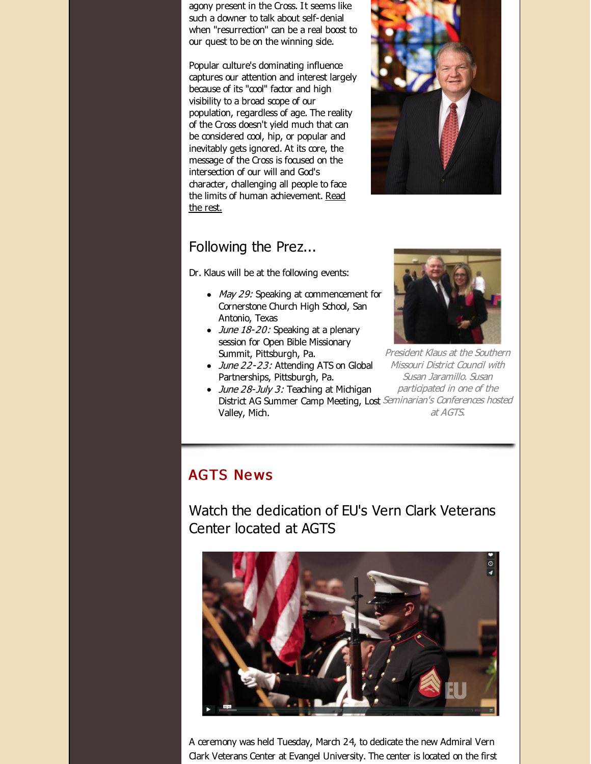agony present in the Cross. It seems like such a downer to talk about self-denial when "resurrection" can be a real boost to our quest to be on the winning side.

Popular culture's dominating influence captures our attention and interest largely because of its "cool" factor and high visibility to a broad scope of our population, regardless of age. The reality of the Cross doesn't yield much that can be considered cool, hip, or popular and inevitably gets ignored. At its core, the message of the Cross is focused on the intersection of our will and God's character, challenging all people to face the limits of human achievement. Read the rest.

## Following the Prez...

Dr. Klaus will be at the following events:

- *May 29:* Speaking at commencement for Cornerstone Church High School, San Antonio, Texas
- *June 18-20:* Speaking at a plenary session for Open Bible Missionary Summit, Pittsburgh, Pa.
- *June 22-23:* Attending ATS on Global Partnerships, Pittsburgh, Pa.
- *June 28-July 3:* Teaching at Michigan District AG Summer Camp Meeting, Lost Valley, Mich.

*President Klaus at the Southern Missouri District Council with Susan Jaramillo. Susan participated in one of the Seminarian's Conferences hosted at AGTS.*

# AGTS News

## Watch the dedication of EU's Vern Clark Veterans Center located at AGTS

A ceremony was held Tuesday, March 24, to dedicate the new Admiral Vern Clark Veterans Center at Evangel University. The center is located on the first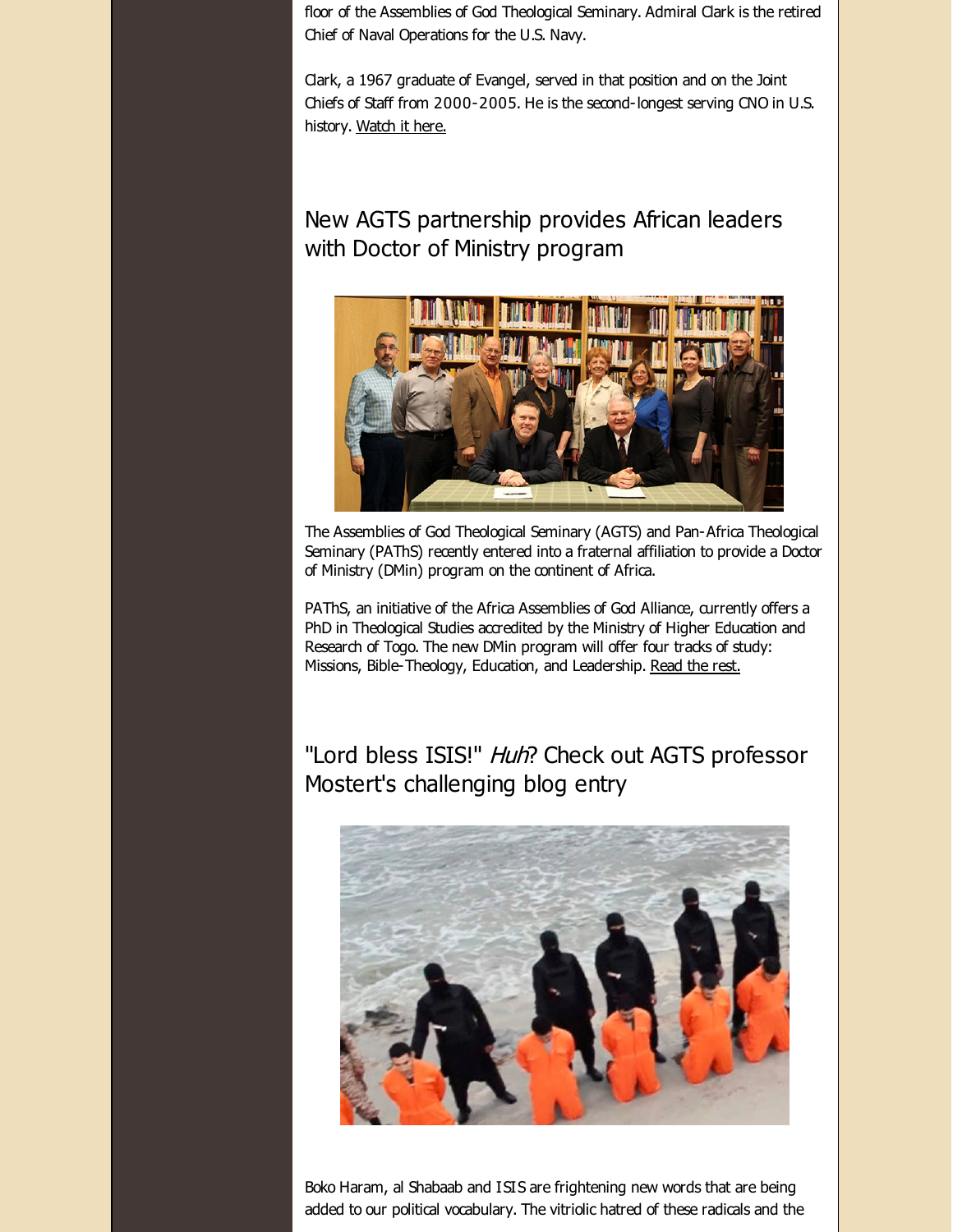floor of the Assemblies of God Theological Seminary. Admiral Clark is the retired Chief of Naval Operations for the U.S. Navy.

Clark, a 1967 graduate of Evangel, served in that position and on the Joint Chiefs of Staff from 2000-2005. He is the second-longest serving CNO in U.S. history. Watch it here.

## New AGTS partnership provides African leaders with Doctor of Ministry program

The Assemblies of God Theological Seminary (AGTS) and Pan-Africa Theological Seminary (PAThS) recently entered into a fraternal affiliation to provide a Doctor of Ministry (DMin) program on the continent of Africa.

PAThS, an initiative of the Africa Assemblies of God Alliance, currently offers a PhD in Theological Studies accredited by the Ministry of Higher Education and Research of Togo. The new DMin program will offer four tracks of study: Missions, Bible-Theology, Education, and Leadership. Read the rest.

## "Lord bless ISIS!" *Huh*? Check out AGTS professor Mostert's challenging blog entry

Boko Haram, al Shabaab and ISIS are frightening new words that are being added to our political vocabulary. The vitriolic hatred of these radicals and the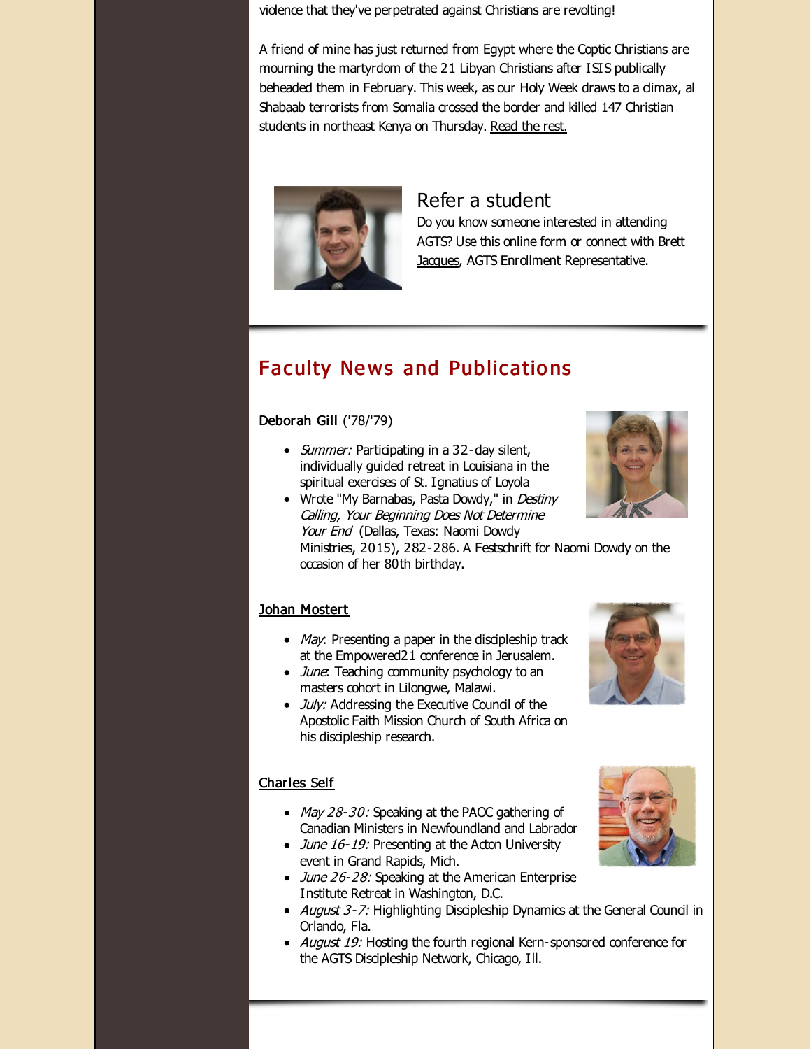violence that they've perpetrated against Christians are revolting!

A friend of mine has just returned from Egypt where the Coptic Christians are mourning the martyrdom of the 21 Libyan Christians after ISIS publically beheaded them in February. This week, as our Holy Week draws to a climax, al Shabaab terrorists from Somalia crossed the border and killed 147 Christian students in northeast Kenya on Thursday. Read the rest.

### Refer a student

Do you know someone interested in attending AGTS? Use this online form or connect with Brett Jacques, AGTS Enrollment Representative.

## Faculty News and Publications

**Deborah Gill** ('78/'79)

- *Summer:* Participating in a 32-day silent, individually guided retreat in Louisiana in the spiritual exercises of St. Ignatius of Loyola
- Wrote "My Barnabas, Pasta Dowdy," in *Destiny Calling, Your Beginning Does Not Determine Your End* (Dallas, Texas: Naomi Dowdy Ministries, 2015), 282-286. A Festschrift for Naomi Dowdy on the occasion of her 80th birthday.

**Johan Mostert**

- *May*: Presenting a paper in the discipleship track at the Empowered21 conference in Jerusalem.
- *June*: Teaching community psychology to an masters cohort in Lilongwe, Malawi.
- *July:* Addressing the Executive Council of the Apostolic Faith Mission Church of South Africa on his discipleship research.

**Charles Self**

- *May 28-30:* Speaking at the PAOC gathering of Canadian Ministers in Newfoundland and Labrador
- *June 16-19:* Presenting at the Acton University event in Grand Rapids, Mich.
- *June 26-28:* Speaking at the American Enterprise Institute Retreat in Washington, D.C.
- *August 3-7:* Highlighting Discipleship Dynamics at the General Council in Orlando, Fla.
- *August 19:* Hosting the fourth regional Kern-sponsored conference for the AGTS Discipleship Network, Chicago, Ill.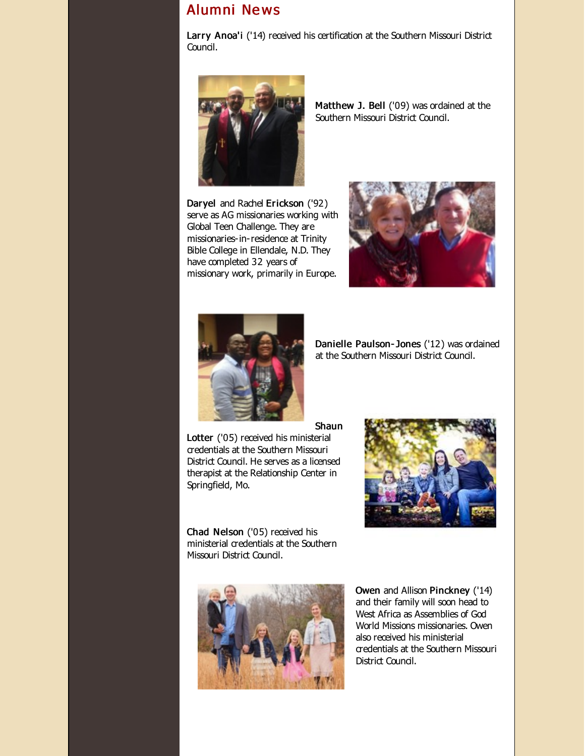## Alumni News

**Larry Anoa'i** ('14) received his certification at the Southern Missouri District Council.

**Matthew J. Bell** ('09) was ordained at the Southern Missouri District Council.

**Daryel** and Rachel **Erickson** ('92) serve as AG missionaries working with Global Teen Challenge. They are missionaries-in-residence at Trinity Bible College in Ellendale, N.D. They have completed 32 years of missionary work, primarily in Europe.

**Danielle Paulson-Jones** ('12) was ordained at the Southern Missouri District Council.

**Shaun Lotter** ('05) received his ministerial credentials at the Southern Missouri District Council. He serves as a licensed therapist at the Relationship Center in Springfield, Mo.

**Chad Nelson** ('05) received his ministerial credentials at the Southern Missouri District Council.

**Owen** and Allison **Pinckney** ('14) and their family will soon head to West Africa as Assemblies of God World Missions missionaries. Owen also received his ministerial credentials at the Southern Missouri District Council.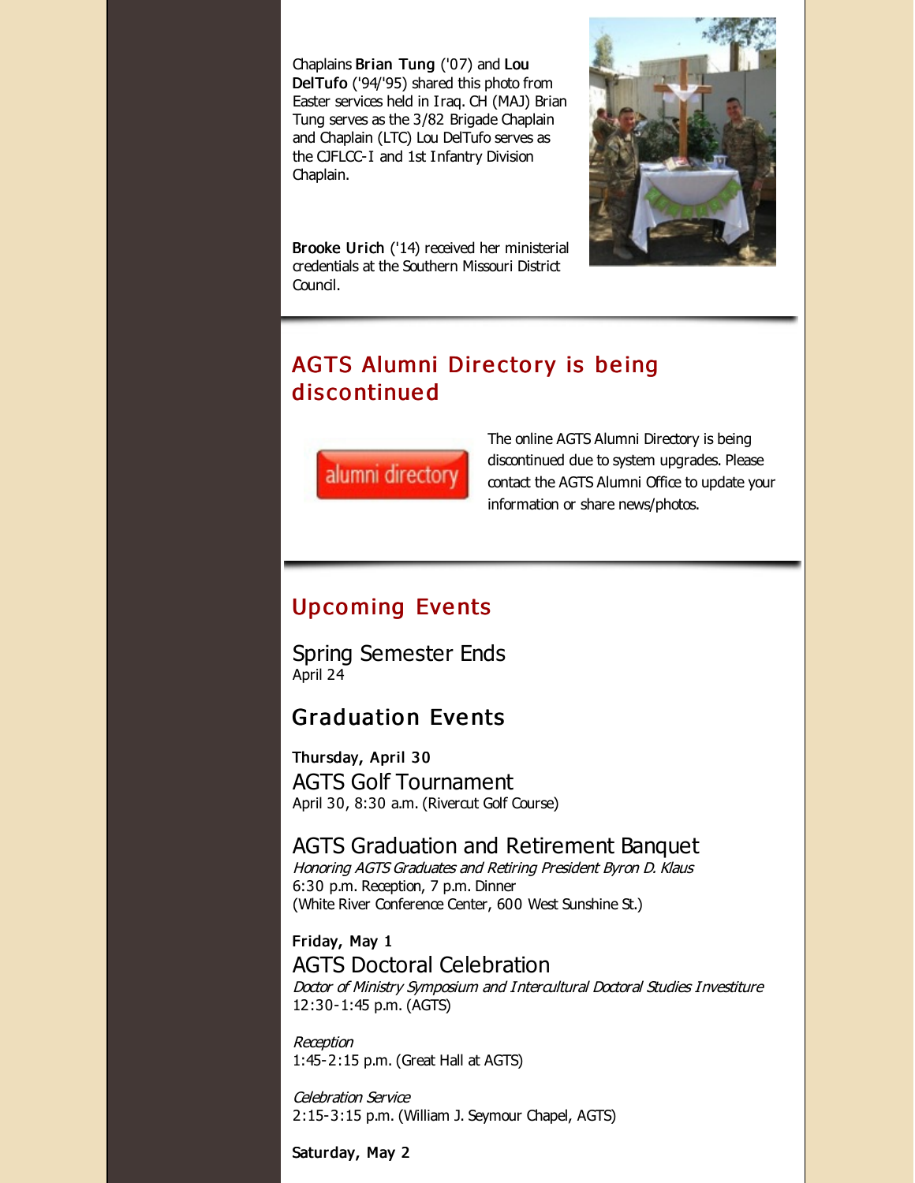Chaplains **Brian Tung** ('07) and **Lou DelTufo** ('94/'95) shared this photo from Easter services held in Iraq. CH (MAJ) Brian Tung serves as the 3/82 Brigade Chaplain and Chaplain (LTC) Lou DelTufo serves as the CJFLCC-I and 1st Infantry Division Chaplain.

**Brooke Urich** ('14) received her ministerial credentials at the Southern Missouri District Council.

## AGTS Alumni Directory is being discontinued

The online AGTS Alumni Directory is being discontinued due to system upgrades. Please contact the AGTS Alumni Office to update your information or share news/photos.

## Upcoming Events

### Spring Semester Ends

April 24

### Graduation Events

**Thursday, April 30**

#### AGTS Golf Tournament

April 30, 8:30 a.m. (Rivercut Golf Course)

#### AGTS Graduation and Retirement Banquet

*Honoring AGTS Graduates and Retiring President Byron D. Klaus*
6:30 p.m. Reception, 7 p.m. Dinner
(White River Conference Center, 600 West Sunshine St.)

**Friday, May 1**

#### AGTS Doctoral Celebration

*Doctor of Ministry Symposium and Intercultural Doctoral Studies Investiture*
12:30-1:45 p.m. (AGTS)

*Reception*
1:45-2:15 p.m. (Great Hall at AGTS)

*Celebration Service*
2:15-3:15 p.m. (William J. Seymour Chapel, AGTS)

**Saturday, May 2**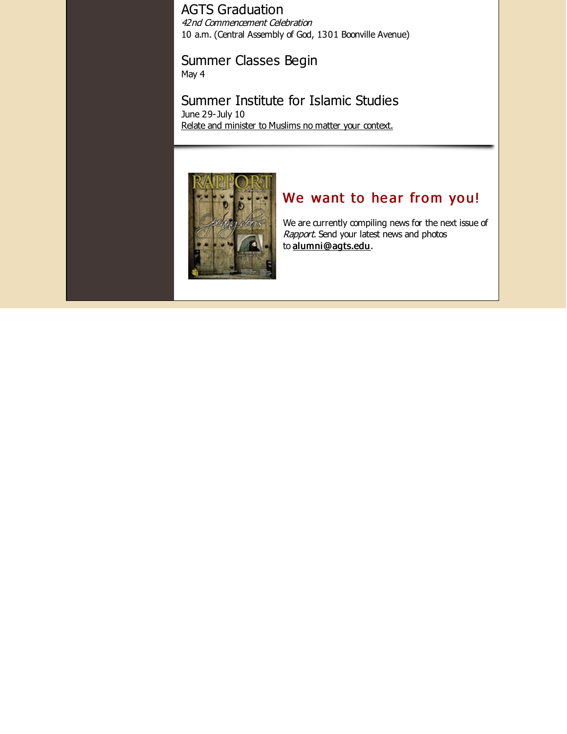## AGTS Graduation

*42nd Commencement Celebration*
10 a.m. (Central Assembly of God, 1301 Boonville Avenue)

## Summer Classes Begin

May 4

## Summer Institute for Islamic Studies

June 29-July 10
Relate and minister to Muslims no matter your context.

## We want to hear from you!

We are currently compiling news for the next issue of *Rapport*. Send your latest news and photos to **alumni@agts.edu**.